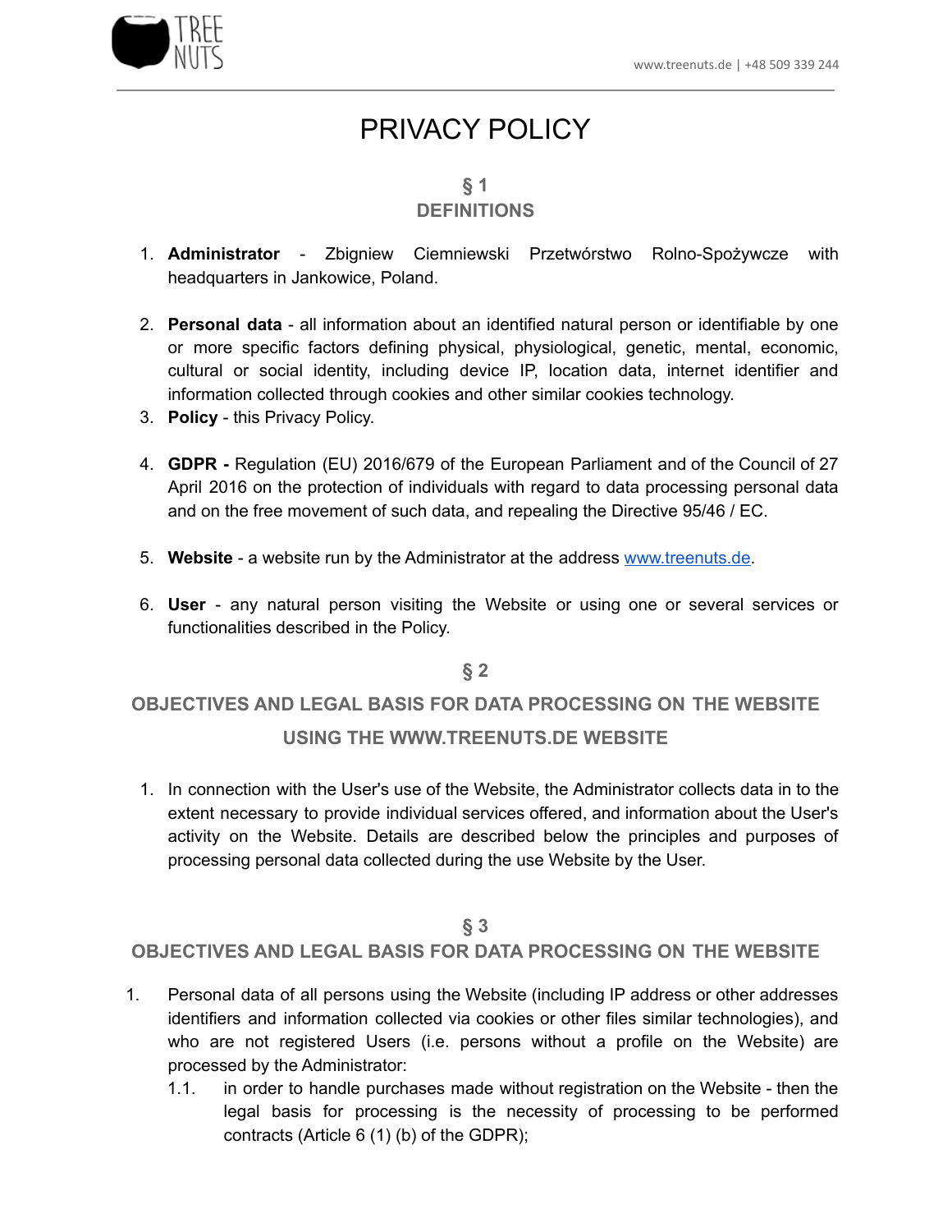# PRIVACY POLICY

## § 1
## DEFINITIONS

1. **Administrator** - Zbigniew Ciemniewski Przetwórstwo Rolno-Spożywcze with headquarters in Jankowice, Poland.

2. **Personal data** - all information about an identified natural person or identifiable by one or more specific factors defining physical, physiological, genetic, mental, economic, cultural or social identity, including device IP, location data, internet identifier and information collected through cookies and other similar cookies technology.
3. **Policy** - this Privacy Policy.

4. **GDPR -** Regulation (EU) 2016/679 of the European Parliament and of the Council of 27 April 2016 on the protection of individuals with regard to data processing personal data and on the free movement of such data, and repealing the Directive 95/46 / EC.

5. **Website** - a website run by the Administrator at the address [www.treenuts.de](www.treenuts.de).

6. **User** - any natural person visiting the Website or using one or several services or functionalities described in the Policy.

## § 2
## OBJECTIVES AND LEGAL BASIS FOR DATA PROCESSING ON THE WEBSITE USING THE WWW.TREENUTS.DE WEBSITE

1. In connection with the User's use of the Website, the Administrator collects data in to the extent necessary to provide individual services offered, and information about the User's activity on the Website. Details are described below the principles and purposes of processing personal data collected during the use Website by the User.

## § 3
## OBJECTIVES AND LEGAL BASIS FOR DATA PROCESSING ON THE WEBSITE

1. Personal data of all persons using the Website (including IP address or other addresses identifiers and information collected via cookies or other files similar technologies), and who are not registered Users (i.e. persons without a profile on the Website) are processed by the Administrator:
   1.1. in order to handle purchases made without registration on the Website - then the legal basis for processing is the necessity of processing to be performed contracts (Article 6 (1) (b) of the GDPR);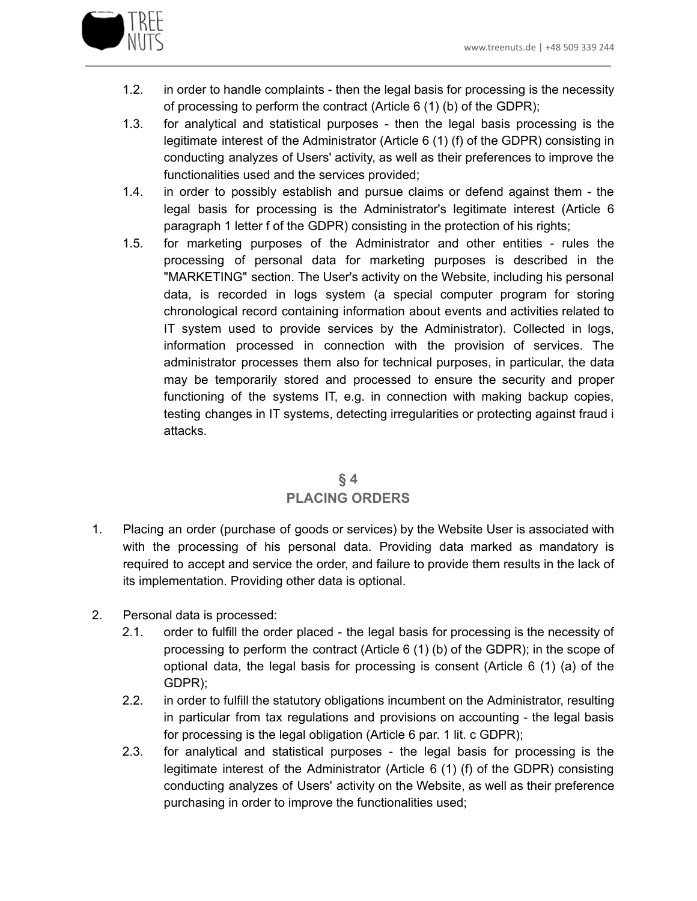1.2. in order to handle complaints - then the legal basis for processing is the necessity of processing to perform the contract (Article 6 (1) (b) of the GDPR);

1.3. for analytical and statistical purposes - then the legal basis processing is the legitimate interest of the Administrator (Article 6 (1) (f) of the GDPR) consisting in conducting analyzes of Users' activity, as well as their preferences to improve the functionalities used and the services provided;

1.4. in order to possibly establish and pursue claims or defend against them - the legal basis for processing is the Administrator's legitimate interest (Article 6 paragraph 1 letter f of the GDPR) consisting in the protection of his rights;

1.5. for marketing purposes of the Administrator and other entities - rules the processing of personal data for marketing purposes is described in the "MARKETING" section. The User's activity on the Website, including his personal data, is recorded in logs system (a special computer program for storing chronological record containing information about events and activities related to IT system used to provide services by the Administrator). Collected in logs, information processed in connection with the provision of services. The administrator processes them also for technical purposes, in particular, the data may be temporarily stored and processed to ensure the security and proper functioning of the systems IT, e.g. in connection with making backup copies, testing changes in IT systems, detecting irregularities or protecting against fraud i attacks.

## § 4
## PLACING ORDERS

1. Placing an order (purchase of goods or services) by the Website User is associated with with the processing of his personal data. Providing data marked as mandatory is required to accept and service the order, and failure to provide them results in the lack of its implementation. Providing other data is optional.

2. Personal data is processed:

   2.1. order to fulfill the order placed - the legal basis for processing is the necessity of processing to perform the contract (Article 6 (1) (b) of the GDPR); in the scope of optional data, the legal basis for processing is consent (Article 6 (1) (a) of the GDPR);

   2.2. in order to fulfill the statutory obligations incumbent on the Administrator, resulting in particular from tax regulations and provisions on accounting - the legal basis for processing is the legal obligation (Article 6 par. 1 lit. c GDPR);

   2.3. for analytical and statistical purposes - the legal basis for processing is the legitimate interest of the Administrator (Article 6 (1) (f) of the GDPR) consisting conducting analyzes of Users' activity on the Website, as well as their preference purchasing in order to improve the functionalities used;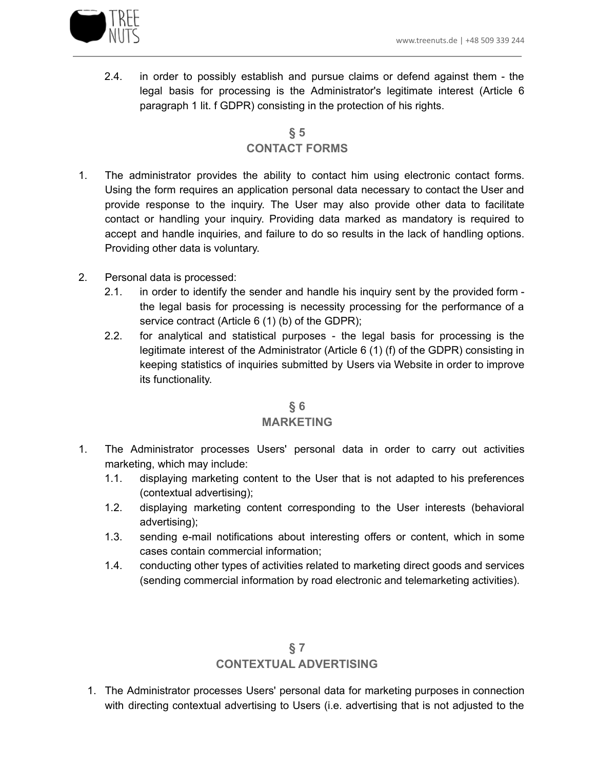2.4. in order to possibly establish and pursue claims or defend against them - the legal basis for processing is the Administrator's legitimate interest (Article 6 paragraph 1 lit. f GDPR) consisting in the protection of his rights.

## § 5
## CONTACT FORMS

1. The administrator provides the ability to contact him using electronic contact forms. Using the form requires an application personal data necessary to contact the User and provide response to the inquiry. The User may also provide other data to facilitate contact or handling your inquiry. Providing data marked as mandatory is required to accept and handle inquiries, and failure to do so results in the lack of handling options. Providing other data is voluntary.

2. Personal data is processed:
   2.1. in order to identify the sender and handle his inquiry sent by the provided form - the legal basis for processing is necessity processing for the performance of a service contract (Article 6 (1) (b) of the GDPR);
   2.2. for analytical and statistical purposes - the legal basis for processing is the legitimate interest of the Administrator (Article 6 (1) (f) of the GDPR) consisting in keeping statistics of inquiries submitted by Users via Website in order to improve its functionality.

## § 6
## MARKETING

1. The Administrator processes Users' personal data in order to carry out activities marketing, which may include:
   1.1. displaying marketing content to the User that is not adapted to his preferences (contextual advertising);
   1.2. displaying marketing content corresponding to the User interests (behavioral advertising);
   1.3. sending e-mail notifications about interesting offers or content, which in some cases contain commercial information;
   1.4. conducting other types of activities related to marketing direct goods and services (sending commercial information by road electronic and telemarketing activities).

## § 7
## CONTEXTUAL ADVERTISING

1. The Administrator processes Users' personal data for marketing purposes in connection with directing contextual advertising to Users (i.e. advertising that is not adjusted to the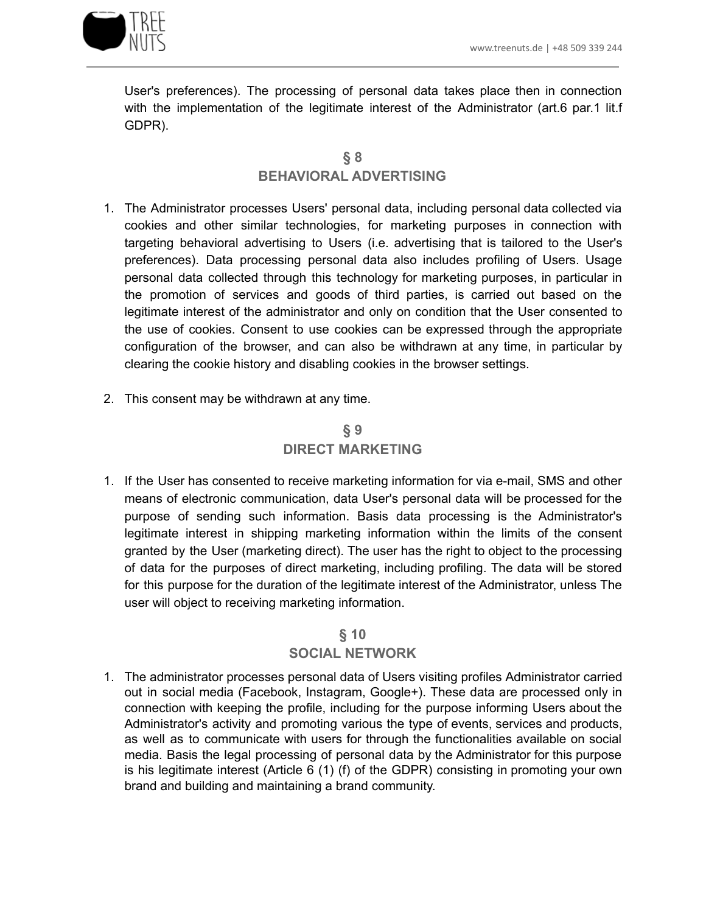User's preferences). The processing of personal data takes place then in connection with the implementation of the legitimate interest of the Administrator (art.6 par.1 lit.f GDPR).

## § 8
## BEHAVIORAL ADVERTISING

1. The Administrator processes Users' personal data, including personal data collected via cookies and other similar technologies, for marketing purposes in connection with targeting behavioral advertising to Users (i.e. advertising that is tailored to the User's preferences). Data processing personal data also includes profiling of Users. Usage personal data collected through this technology for marketing purposes, in particular in the promotion of services and goods of third parties, is carried out based on the legitimate interest of the administrator and only on condition that the User consented to the use of cookies. Consent to use cookies can be expressed through the appropriate configuration of the browser, and can also be withdrawn at any time, in particular by clearing the cookie history and disabling cookies in the browser settings.

2. This consent may be withdrawn at any time.

## § 9
## DIRECT MARKETING

1. If the User has consented to receive marketing information for via e-mail, SMS and other means of electronic communication, data User's personal data will be processed for the purpose of sending such information. Basis data processing is the Administrator's legitimate interest in shipping marketing information within the limits of the consent granted by the User (marketing direct). The user has the right to object to the processing of data for the purposes of direct marketing, including profiling. The data will be stored for this purpose for the duration of the legitimate interest of the Administrator, unless The user will object to receiving marketing information.

## § 10
## SOCIAL NETWORK

1. The administrator processes personal data of Users visiting profiles Administrator carried out in social media (Facebook, Instagram, Google+). These data are processed only in connection with keeping the profile, including for the purpose informing Users about the Administrator's activity and promoting various the type of events, services and products, as well as to communicate with users for through the functionalities available on social media. Basis the legal processing of personal data by the Administrator for this purpose is his legitimate interest (Article 6 (1) (f) of the GDPR) consisting in promoting your own brand and building and maintaining a brand community.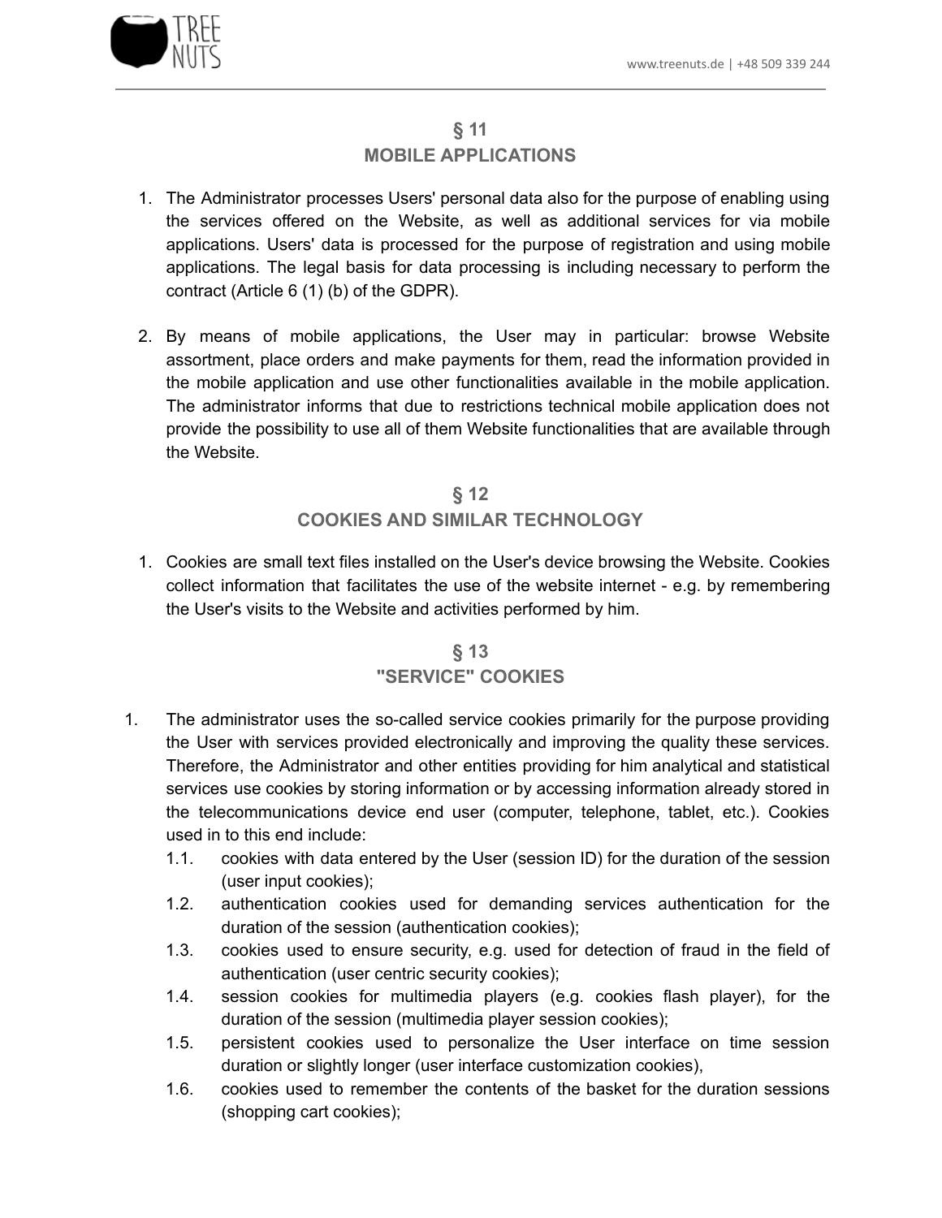## § 11
## MOBILE APPLICATIONS

1. The Administrator processes Users' personal data also for the purpose of enabling using the services offered on the Website, as well as additional services for via mobile applications. Users' data is processed for the purpose of registration and using mobile applications. The legal basis for data processing is including necessary to perform the contract (Article 6 (1) (b) of the GDPR).

2. By means of mobile applications, the User may in particular: browse Website assortment, place orders and make payments for them, read the information provided in the mobile application and use other functionalities available in the mobile application. The administrator informs that due to restrictions technical mobile application does not provide the possibility to use all of them Website functionalities that are available through the Website.

## § 12
## COOKIES AND SIMILAR TECHNOLOGY

1. Cookies are small text files installed on the User's device browsing the Website. Cookies collect information that facilitates the use of the website internet - e.g. by remembering the User's visits to the Website and activities performed by him.

## § 13
## "SERVICE" COOKIES

1. The administrator uses the so-called service cookies primarily for the purpose providing the User with services provided electronically and improving the quality these services. Therefore, the Administrator and other entities providing for him analytical and statistical services use cookies by storing information or by accessing information already stored in the telecommunications device end user (computer, telephone, tablet, etc.). Cookies used in to this end include:
   - 1.1. cookies with data entered by the User (session ID) for the duration of the session (user input cookies);
   - 1.2. authentication cookies used for demanding services authentication for the duration of the session (authentication cookies);
   - 1.3. cookies used to ensure security, e.g. used for detection of fraud in the field of authentication (user centric security cookies);
   - 1.4. session cookies for multimedia players (e.g. cookies flash player), for the duration of the session (multimedia player session cookies);
   - 1.5. persistent cookies used to personalize the User interface on time session duration or slightly longer (user interface customization cookies),
   - 1.6. cookies used to remember the contents of the basket for the duration sessions (shopping cart cookies);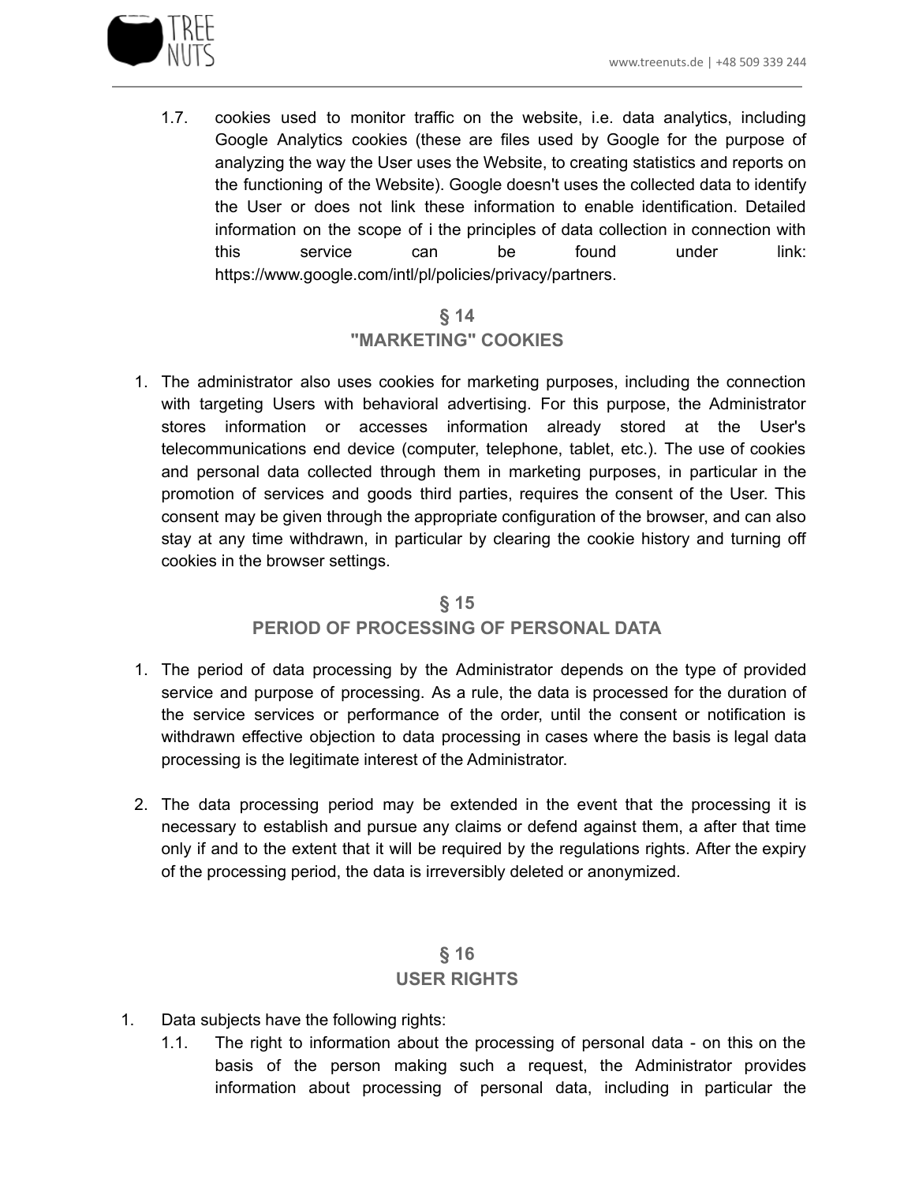1.7. cookies used to monitor traffic on the website, i.e. data analytics, including Google Analytics cookies (these are files used by Google for the purpose of analyzing the way the User uses the Website, to creating statistics and reports on the functioning of the Website). Google doesn't uses the collected data to identify the User or does not link these information to enable identification. Detailed information on the scope of i the principles of data collection in connection with this service can be found under link: https://www.google.com/intl/pl/policies/privacy/partners.

## § 14
## "MARKETING" COOKIES

1. The administrator also uses cookies for marketing purposes, including the connection with targeting Users with behavioral advertising. For this purpose, the Administrator stores information or accesses information already stored at the User's telecommunications end device (computer, telephone, tablet, etc.). The use of cookies and personal data collected through them in marketing purposes, in particular in the promotion of services and goods third parties, requires the consent of the User. This consent may be given through the appropriate configuration of the browser, and can also stay at any time withdrawn, in particular by clearing the cookie history and turning off cookies in the browser settings.

## § 15
## PERIOD OF PROCESSING OF PERSONAL DATA

1. The period of data processing by the Administrator depends on the type of provided service and purpose of processing. As a rule, the data is processed for the duration of the service services or performance of the order, until the consent or notification is withdrawn effective objection to data processing in cases where the basis is legal data processing is the legitimate interest of the Administrator.

2. The data processing period may be extended in the event that the processing it is necessary to establish and pursue any claims or defend against them, a after that time only if and to the extent that it will be required by the regulations rights. After the expiry of the processing period, the data is irreversibly deleted or anonymized.

## § 16
## USER RIGHTS

1. Data subjects have the following rights:
   1.1. The right to information about the processing of personal data - on this on the basis of the person making such a request, the Administrator provides information about processing of personal data, including in particular the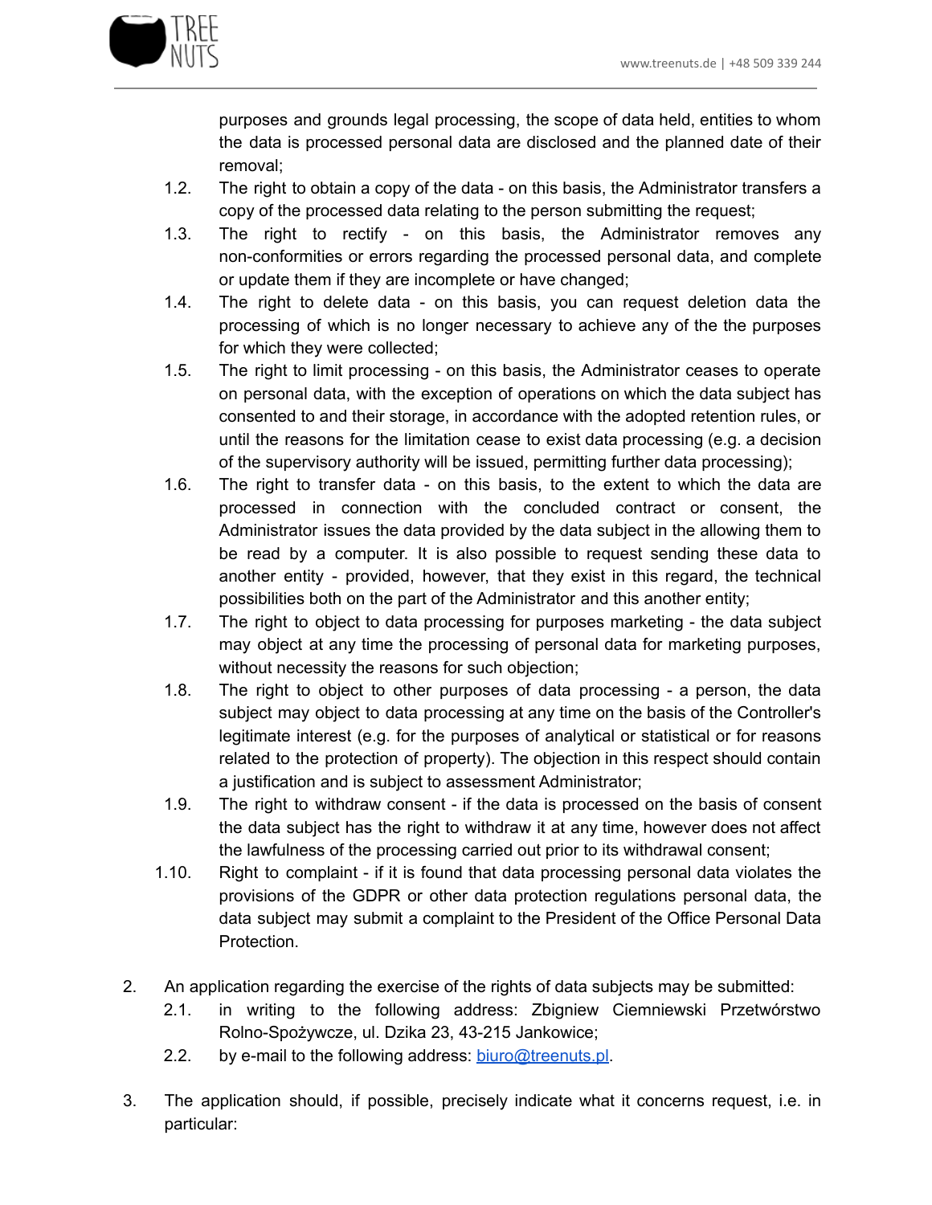purposes and grounds legal processing, the scope of data held, entities to whom the data is processed personal data are disclosed and the planned date of their removal;

1.2. The right to obtain a copy of the data - on this basis, the Administrator transfers a copy of the processed data relating to the person submitting the request;

1.3. The right to rectify - on this basis, the Administrator removes any non-conformities or errors regarding the processed personal data, and complete or update them if they are incomplete or have changed;

1.4. The right to delete data - on this basis, you can request deletion data the processing of which is no longer necessary to achieve any of the the purposes for which they were collected;

1.5. The right to limit processing - on this basis, the Administrator ceases to operate on personal data, with the exception of operations on which the data subject has consented to and their storage, in accordance with the adopted retention rules, or until the reasons for the limitation cease to exist data processing (e.g. a decision of the supervisory authority will be issued, permitting further data processing);

1.6. The right to transfer data - on this basis, to the extent to which the data are processed in connection with the concluded contract or consent, the Administrator issues the data provided by the data subject in the allowing them to be read by a computer. It is also possible to request sending these data to another entity - provided, however, that they exist in this regard, the technical possibilities both on the part of the Administrator and this another entity;

1.7. The right to object to data processing for purposes marketing - the data subject may object at any time the processing of personal data for marketing purposes, without necessity the reasons for such objection;

1.8. The right to object to other purposes of data processing - a person, the data subject may object to data processing at any time on the basis of the Controller's legitimate interest (e.g. for the purposes of analytical or statistical or for reasons related to the protection of property). The objection in this respect should contain a justification and is subject to assessment Administrator;

1.9. The right to withdraw consent - if the data is processed on the basis of consent the data subject has the right to withdraw it at any time, however does not affect the lawfulness of the processing carried out prior to its withdrawal consent;

1.10. Right to complaint - if it is found that data processing personal data violates the provisions of the GDPR or other data protection regulations personal data, the data subject may submit a complaint to the President of the Office Personal Data Protection.

2. An application regarding the exercise of the rights of data subjects may be submitted:

   2.1. in writing to the following address: Zbigniew Ciemniewski Przetwórstwo Rolno-Spożywcze, ul. Dzika 23, 43-215 Jankowice;

   2.2. by e-mail to the following address: biuro@treenuts.pl.

3. The application should, if possible, precisely indicate what it concerns request, i.e. in particular: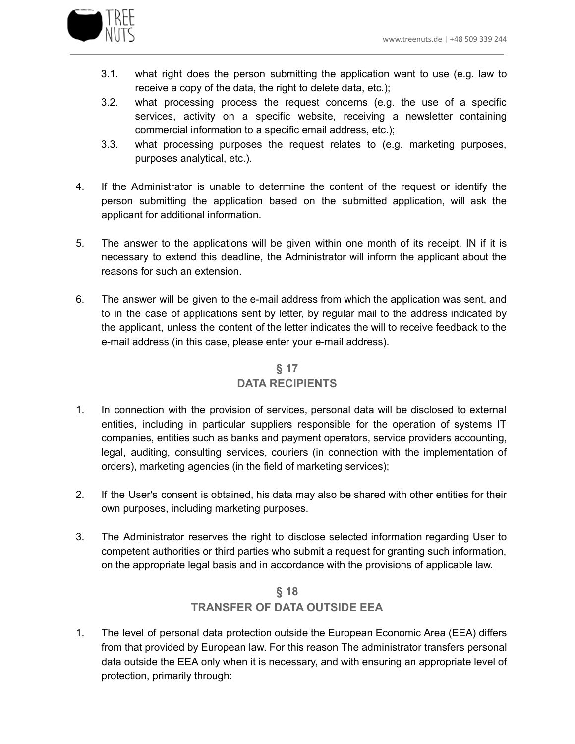3.1. what right does the person submitting the application want to use (e.g. law to receive a copy of the data, the right to delete data, etc.);

3.2. what processing process the request concerns (e.g. the use of a specific services, activity on a specific website, receiving a newsletter containing commercial information to a specific email address, etc.);

3.3. what processing purposes the request relates to (e.g. marketing purposes, purposes analytical, etc.).

4. If the Administrator is unable to determine the content of the request or identify the person submitting the application based on the submitted application, will ask the applicant for additional information.

5. The answer to the applications will be given within one month of its receipt. IN if it is necessary to extend this deadline, the Administrator will inform the applicant about the reasons for such an extension.

6. The answer will be given to the e-mail address from which the application was sent, and to in the case of applications sent by letter, by regular mail to the address indicated by the applicant, unless the content of the letter indicates the will to receive feedback to the e-mail address (in this case, please enter your e-mail address).

## § 17
## DATA RECIPIENTS

1. In connection with the provision of services, personal data will be disclosed to external entities, including in particular suppliers responsible for the operation of systems IT companies, entities such as banks and payment operators, service providers accounting, legal, auditing, consulting services, couriers (in connection with the implementation of orders), marketing agencies (in the field of marketing services);

2. If the User's consent is obtained, his data may also be shared with other entities for their own purposes, including marketing purposes.

3. The Administrator reserves the right to disclose selected information regarding User to competent authorities or third parties who submit a request for granting such information, on the appropriate legal basis and in accordance with the provisions of applicable law.

## § 18
## TRANSFER OF DATA OUTSIDE EEA

1. The level of personal data protection outside the European Economic Area (EEA) differs from that provided by European law. For this reason The administrator transfers personal data outside the EEA only when it is necessary, and with ensuring an appropriate level of protection, primarily through: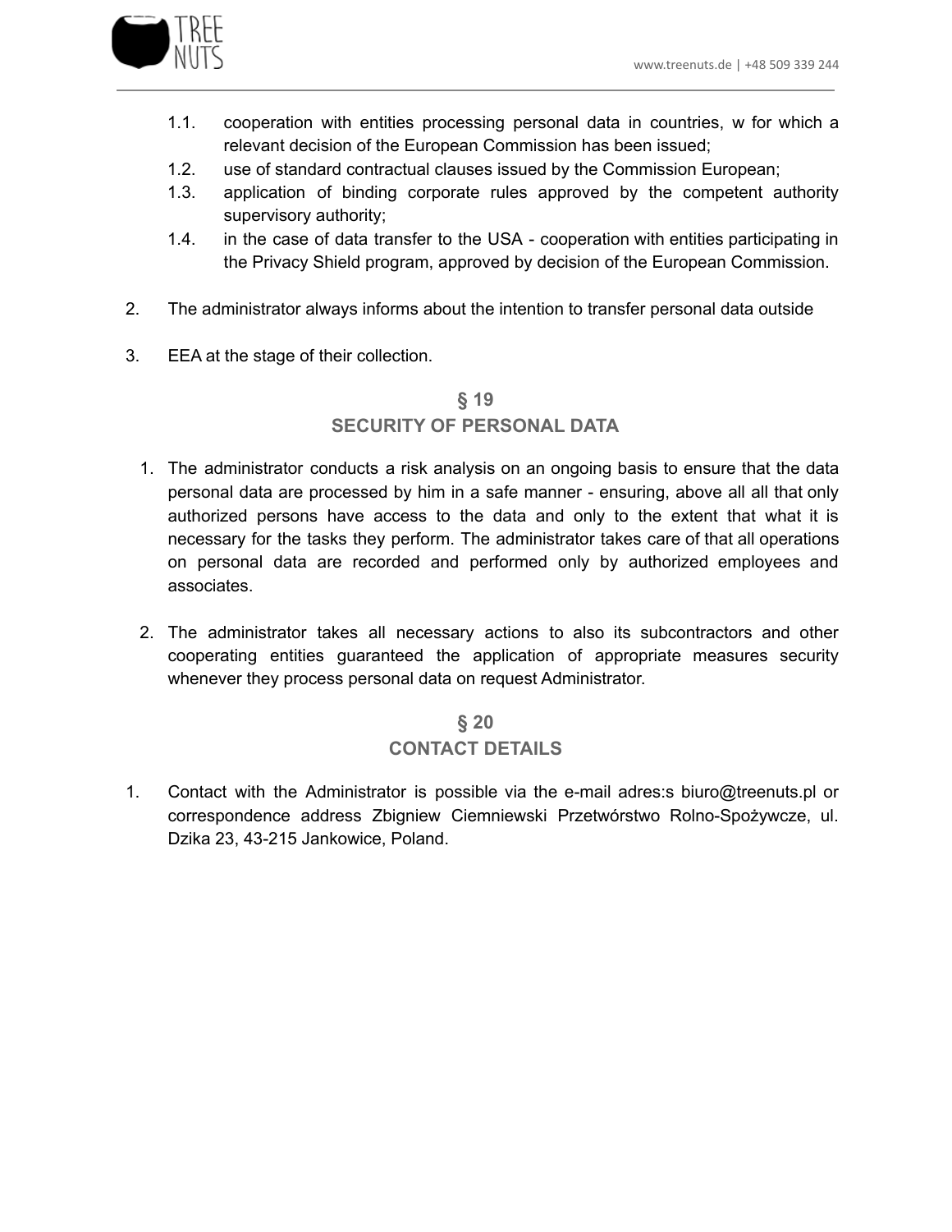1.1. cooperation with entities processing personal data in countries, w for which a relevant decision of the European Commission has been issued;

1.2. use of standard contractual clauses issued by the Commission European;

1.3. application of binding corporate rules approved by the competent authority supervisory authority;

1.4. in the case of data transfer to the USA - cooperation with entities participating in the Privacy Shield program, approved by decision of the European Commission.

2. The administrator always informs about the intention to transfer personal data outside

3. EEA at the stage of their collection.

## § 19
## SECURITY OF PERSONAL DATA

1. The administrator conducts a risk analysis on an ongoing basis to ensure that the data personal data are processed by him in a safe manner - ensuring, above all all that only authorized persons have access to the data and only to the extent that what it is necessary for the tasks they perform. The administrator takes care of that all operations on personal data are recorded and performed only by authorized employees and associates.

2. The administrator takes all necessary actions to also its subcontractors and other cooperating entities guaranteed the application of appropriate measures security whenever they process personal data on request Administrator.

## § 20
## CONTACT DETAILS

1. Contact with the Administrator is possible via the e-mail adres:s biuro@treenuts.pl or correspondence address Zbigniew Ciemniewski Przetwórstwo Rolno-Spożywcze, ul. Dzika 23, 43-215 Jankowice, Poland.